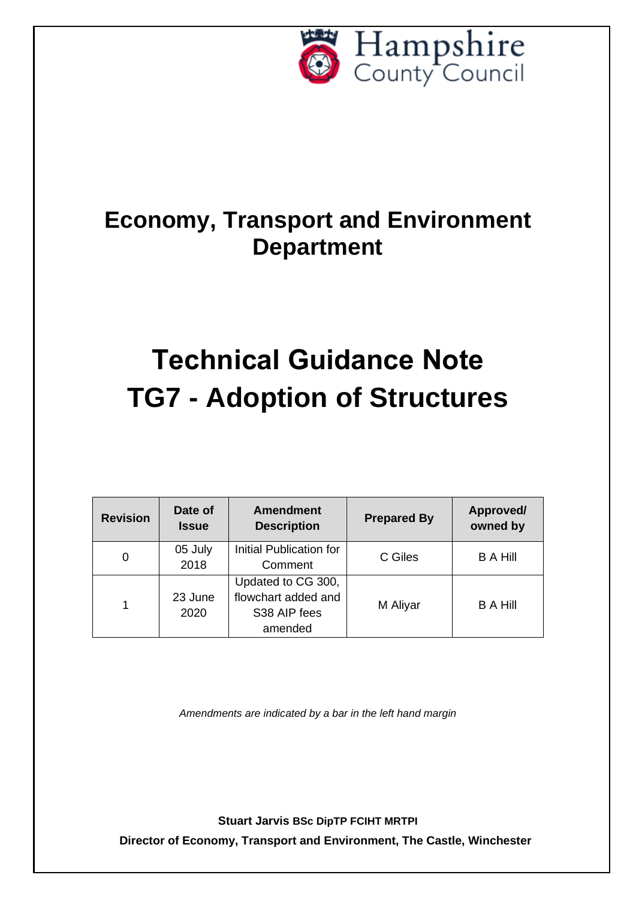Hampshire County Council

# Economy, Transport and Environment Department

# Technical Guidance Note TG7 - Adoption of Structures

| Revision | Date of Issue | Amendment Description | Prepared By | Approved/ owned by |
|---|---|---|---|---|
| 0 | 05 July 2018 | Initial Publication for Comment | C Giles | B A Hill |
| 1 | 23 June 2020 | Updated to CG 300, flowchart added and S38 AIP fees amended | M Aliyar | B A Hill |

*Amendments are indicated by a bar in the left hand margin*

**Stuart Jarvis BSc DipTP FCIHT MRTPI**

**Director of Economy, Transport and Environment, The Castle, Winchester**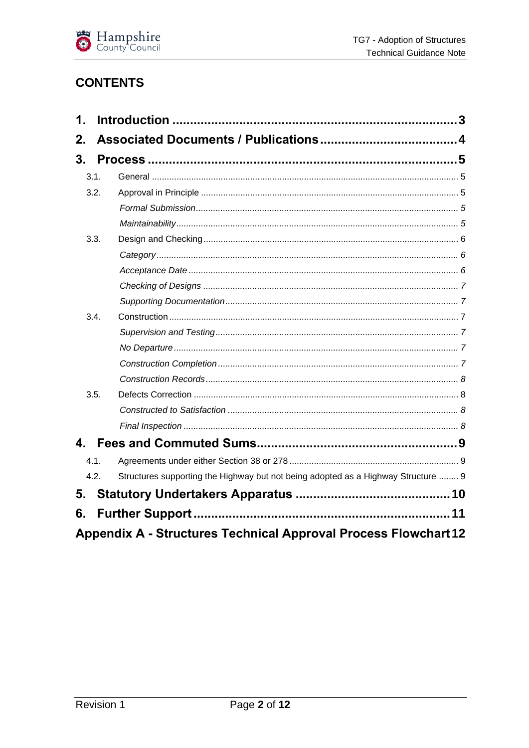## CONTENTS

**1. Introduction** ................................................................................ **3**

**2. Associated Documents / Publications** ....................................... **4**

**3. Process** ........................................................................................ **5**

- 3.1. General ........................................................................................ 5
- 3.2. Approval in Principle .................................................................... 5
  - *Formal Submission* ..................................................................... *5*
  - *Maintainability* ............................................................................ *5*
- 3.3. Design and Checking .................................................................... 6
  - *Category* ..................................................................................... *6*
  - *Acceptance Date* ......................................................................... *6*
  - *Checking of Designs* ................................................................... *7*
  - *Supporting Documentation* ........................................................... *7*
- 3.4. Construction ................................................................................. 7
  - *Supervision and Testing* ............................................................... *7*
  - *No Departure* ............................................................................... *7*
  - *Construction Completion* .............................................................. *7*
  - *Construction Records* .................................................................. *8*
- 3.5. Defects Correction ........................................................................ 8
  - *Constructed to Satisfaction* .......................................................... *8*
  - *Final Inspection* ........................................................................... *8*

**4. Fees and Commuted Sums** ......................................................... **9**

- 4.1. Agreements under either Section 38 or 278 .................................. 9
- 4.2. Structures supporting the Highway but not being adopted as a Highway Structure ........ 9

**5. Statutory Undertakers Apparatus** ............................................ **10**

**6. Further Support** ......................................................................... **11**

**Appendix A - Structures Technical Approval Process Flowchart** **12**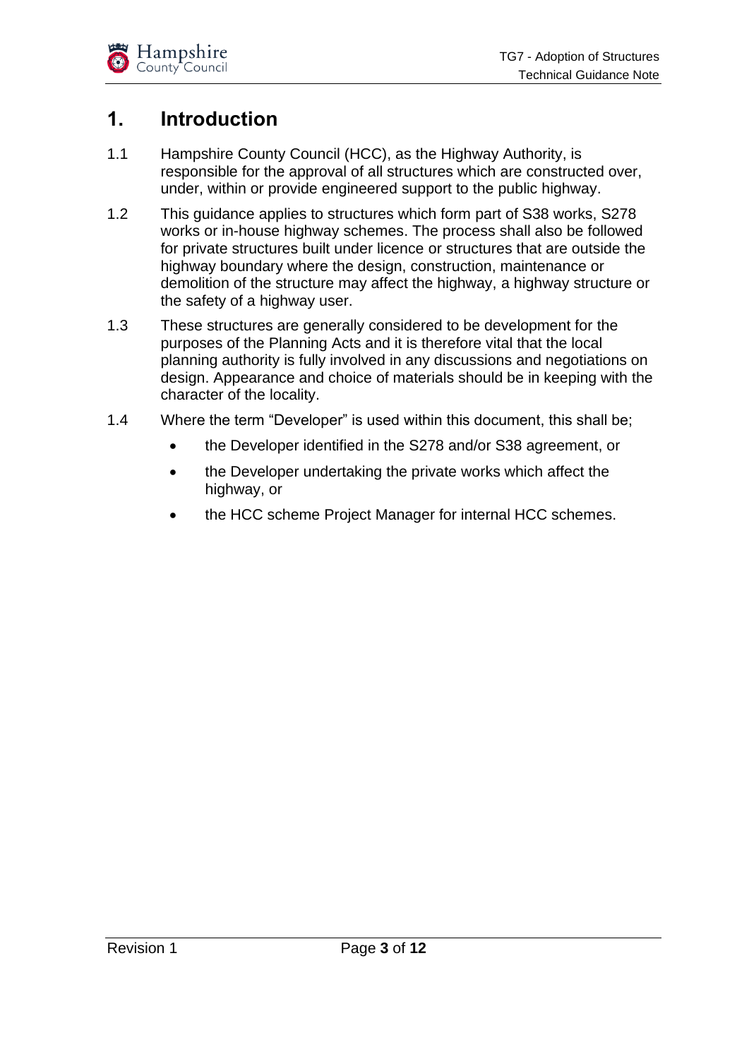# 1. Introduction

1.1 Hampshire County Council (HCC), as the Highway Authority, is responsible for the approval of all structures which are constructed over, under, within or provide engineered support to the public highway.

1.2 This guidance applies to structures which form part of S38 works, S278 works or in-house highway schemes. The process shall also be followed for private structures built under licence or structures that are outside the highway boundary where the design, construction, maintenance or demolition of the structure may affect the highway, a highway structure or the safety of a highway user.

1.3 These structures are generally considered to be development for the purposes of the Planning Acts and it is therefore vital that the local planning authority is fully involved in any discussions and negotiations on design. Appearance and choice of materials should be in keeping with the character of the locality.

1.4 Where the term “Developer” is used within this document, this shall be;

- the Developer identified in the S278 and/or S38 agreement, or
- the Developer undertaking the private works which affect the highway, or
- the HCC scheme Project Manager for internal HCC schemes.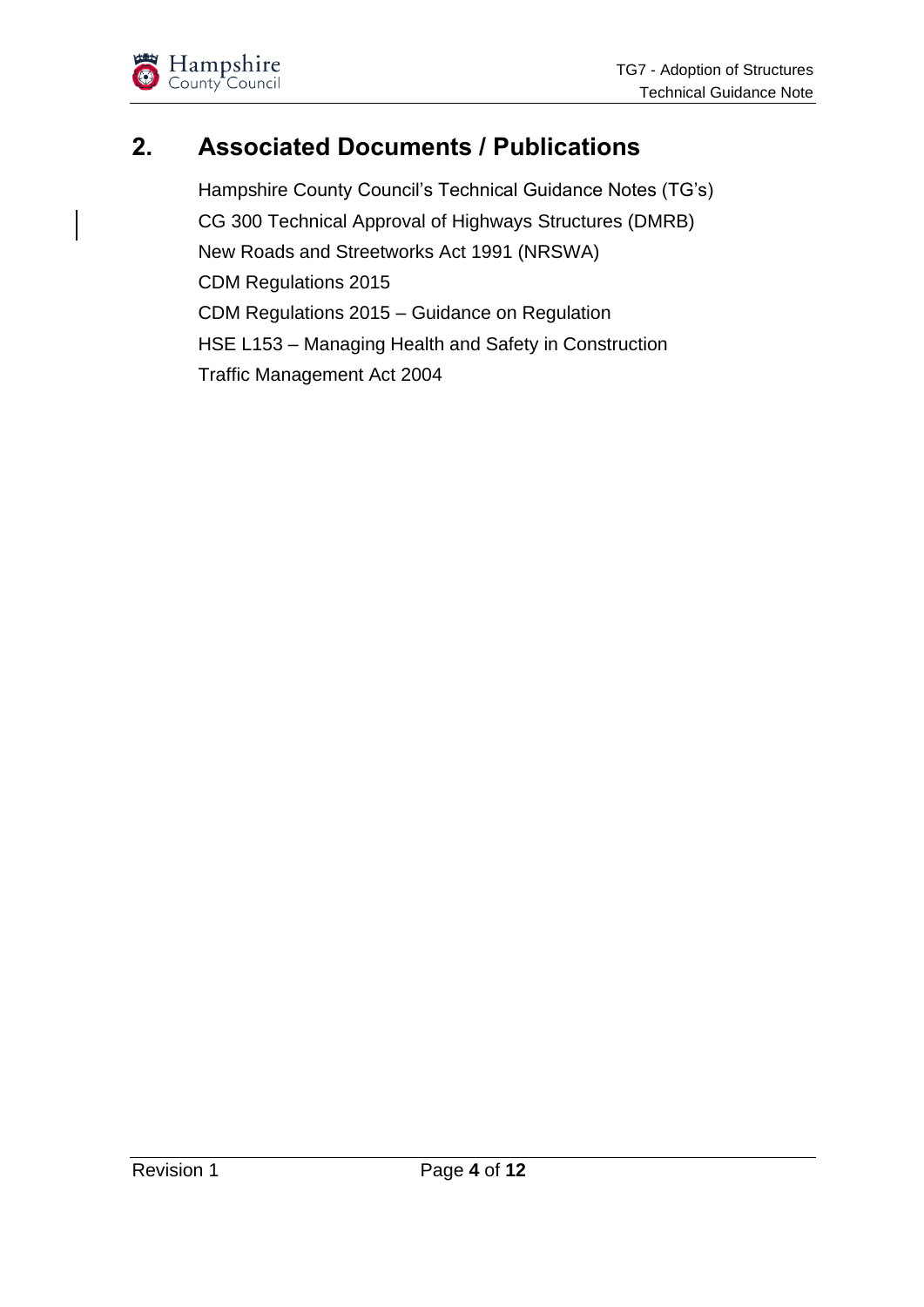## 2. Associated Documents / Publications

Hampshire County Council's Technical Guidance Notes (TG's)

CG 300 Technical Approval of Highways Structures (DMRB)

New Roads and Streetworks Act 1991 (NRSWA)

CDM Regulations 2015

CDM Regulations 2015 – Guidance on Regulation

HSE L153 – Managing Health and Safety in Construction

Traffic Management Act 2004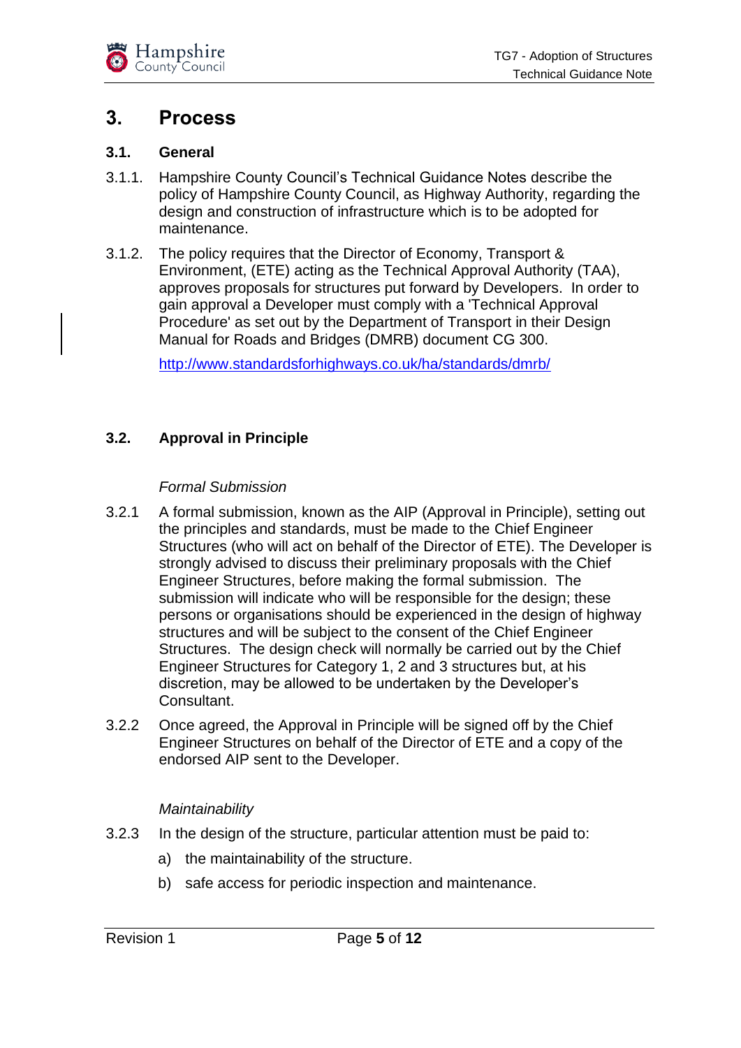## 3. Process

### 3.1. General

3.1.1. Hampshire County Council's Technical Guidance Notes describe the policy of Hampshire County Council, as Highway Authority, regarding the design and construction of infrastructure which is to be adopted for maintenance.

3.1.2. The policy requires that the Director of Economy, Transport & Environment, (ETE) acting as the Technical Approval Authority (TAA), approves proposals for structures put forward by Developers. In order to gain approval a Developer must comply with a 'Technical Approval Procedure' as set out by the Department of Transport in their Design Manual for Roads and Bridges (DMRB) document CG 300.

[http://www.standardsforhighways.co.uk/ha/standards/dmrb/](http://www.standardsforhighways.co.uk/ha/standards/dmrb/)

### 3.2. Approval in Principle

*Formal Submission*

3.2.1 A formal submission, known as the AIP (Approval in Principle), setting out the principles and standards, must be made to the Chief Engineer Structures (who will act on behalf of the Director of ETE). The Developer is strongly advised to discuss their preliminary proposals with the Chief Engineer Structures, before making the formal submission. The submission will indicate who will be responsible for the design; these persons or organisations should be experienced in the design of highway structures and will be subject to the consent of the Chief Engineer Structures. The design check will normally be carried out by the Chief Engineer Structures for Category 1, 2 and 3 structures but, at his discretion, may be allowed to be undertaken by the Developer's Consultant.

3.2.2 Once agreed, the Approval in Principle will be signed off by the Chief Engineer Structures on behalf of the Director of ETE and a copy of the endorsed AIP sent to the Developer.

*Maintainability*

3.2.3 In the design of the structure, particular attention must be paid to:

a) the maintainability of the structure.

b) safe access for periodic inspection and maintenance.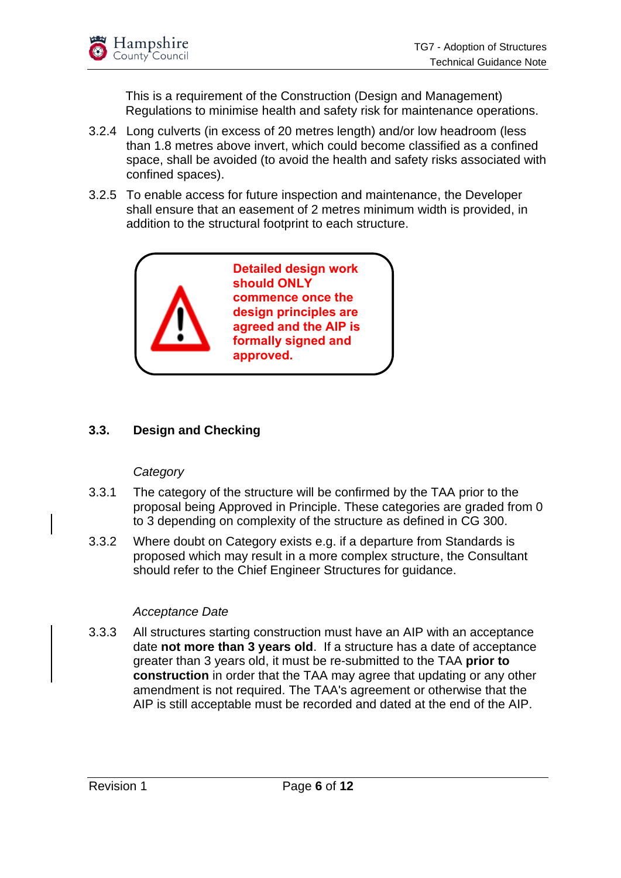This is a requirement of the Construction (Design and Management) Regulations to minimise health and safety risk for maintenance operations.

3.2.4 Long culverts (in excess of 20 metres length) and/or low headroom (less than 1.8 metres above invert, which could become classified as a confined space, shall be avoided (to avoid the health and safety risks associated with confined spaces).

3.2.5 To enable access for future inspection and maintenance, the Developer shall ensure that an easement of 2 metres minimum width is provided, in addition to the structural footprint to each structure.

**Detailed design work should ONLY commence once the design principles are agreed and the AIP is formally signed and approved.**

## 3.3. Design and Checking

*Category*

3.3.1 The category of the structure will be confirmed by the TAA prior to the proposal being Approved in Principle. These categories are graded from 0 to 3 depending on complexity of the structure as defined in CG 300.

3.3.2 Where doubt on Category exists e.g. if a departure from Standards is proposed which may result in a more complex structure, the Consultant should refer to the Chief Engineer Structures for guidance.

*Acceptance Date*

3.3.3 All structures starting construction must have an AIP with an acceptance date **not more than 3 years old**. If a structure has a date of acceptance greater than 3 years old, it must be re-submitted to the TAA **prior to construction** in order that the TAA may agree that updating or any other amendment is not required. The TAA's agreement or otherwise that the AIP is still acceptable must be recorded and dated at the end of the AIP.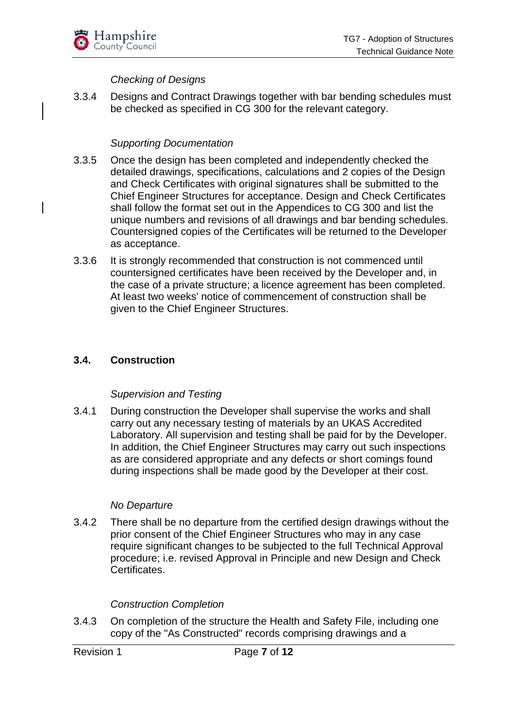*Checking of Designs*

3.3.4 Designs and Contract Drawings together with bar bending schedules must be checked as specified in CG 300 for the relevant category.

*Supporting Documentation*

3.3.5 Once the design has been completed and independently checked the detailed drawings, specifications, calculations and 2 copies of the Design and Check Certificates with original signatures shall be submitted to the Chief Engineer Structures for acceptance. Design and Check Certificates shall follow the format set out in the Appendices to CG 300 and list the unique numbers and revisions of all drawings and bar bending schedules. Countersigned copies of the Certificates will be returned to the Developer as acceptance.

3.3.6 It is strongly recommended that construction is not commenced until countersigned certificates have been received by the Developer and, in the case of a private structure; a licence agreement has been completed. At least two weeks' notice of commencement of construction shall be given to the Chief Engineer Structures.

### 3.4. Construction

*Supervision and Testing*

3.4.1 During construction the Developer shall supervise the works and shall carry out any necessary testing of materials by an UKAS Accredited Laboratory. All supervision and testing shall be paid for by the Developer. In addition, the Chief Engineer Structures may carry out such inspections as are considered appropriate and any defects or short comings found during inspections shall be made good by the Developer at their cost.

*No Departure*

3.4.2 There shall be no departure from the certified design drawings without the prior consent of the Chief Engineer Structures who may in any case require significant changes to be subjected to the full Technical Approval procedure; i.e. revised Approval in Principle and new Design and Check Certificates.

*Construction Completion*

3.4.3 On completion of the structure the Health and Safety File, including one copy of the "As Constructed" records comprising drawings and a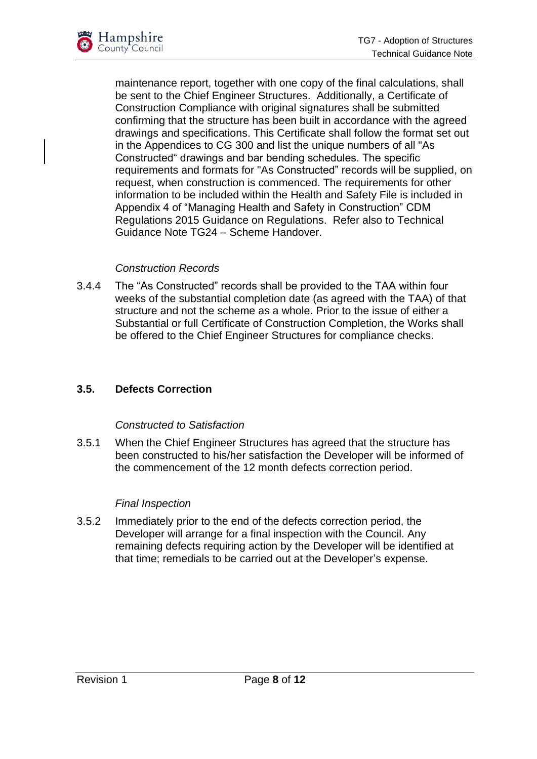maintenance report, together with one copy of the final calculations, shall be sent to the Chief Engineer Structures. Additionally, a Certificate of Construction Compliance with original signatures shall be submitted confirming that the structure has been built in accordance with the agreed drawings and specifications. This Certificate shall follow the format set out in the Appendices to CG 300 and list the unique numbers of all "As Constructed" drawings and bar bending schedules. The specific requirements and formats for "As Constructed" records will be supplied, on request, when construction is commenced. The requirements for other information to be included within the Health and Safety File is included in Appendix 4 of "Managing Health and Safety in Construction" CDM Regulations 2015 Guidance on Regulations. Refer also to Technical Guidance Note TG24 – Scheme Handover.

*Construction Records*

3.4.4 The "As Constructed" records shall be provided to the TAA within four weeks of the substantial completion date (as agreed with the TAA) of that structure and not the scheme as a whole. Prior to the issue of either a Substantial or full Certificate of Construction Completion, the Works shall be offered to the Chief Engineer Structures for compliance checks.

## 3.5. Defects Correction

*Constructed to Satisfaction*

3.5.1 When the Chief Engineer Structures has agreed that the structure has been constructed to his/her satisfaction the Developer will be informed of the commencement of the 12 month defects correction period.

*Final Inspection*

3.5.2 Immediately prior to the end of the defects correction period, the Developer will arrange for a final inspection with the Council. Any remaining defects requiring action by the Developer will be identified at that time; remedials to be carried out at the Developer's expense.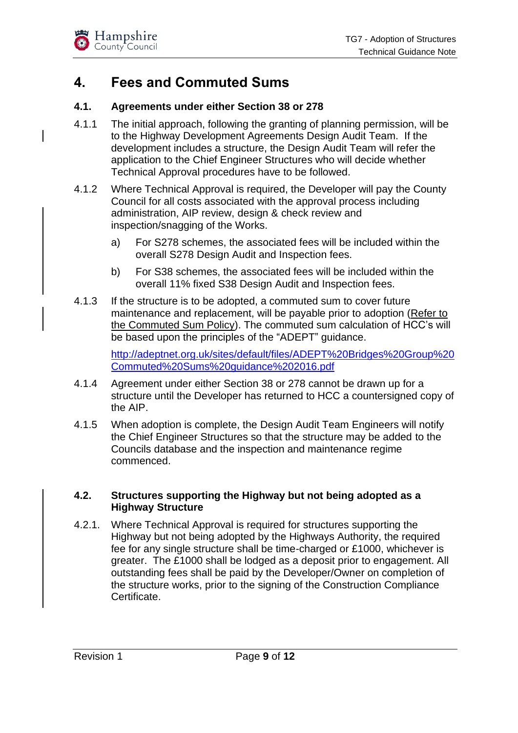# 4. Fees and Commuted Sums

## 4.1. Agreements under either Section 38 or 278

4.1.1 The initial approach, following the granting of planning permission, will be to the Highway Development Agreements Design Audit Team. If the development includes a structure, the Design Audit Team will refer the application to the Chief Engineer Structures who will decide whether Technical Approval procedures have to be followed.

4.1.2 Where Technical Approval is required, the Developer will pay the County Council for all costs associated with the approval process including administration, AIP review, design & check review and inspection/snagging of the Works.

a) For S278 schemes, the associated fees will be included within the overall S278 Design Audit and Inspection fees.

b) For S38 schemes, the associated fees will be included within the overall 11% fixed S38 Design Audit and Inspection fees.

4.1.3 If the structure is to be adopted, a commuted sum to cover future maintenance and replacement, will be payable prior to adoption (Refer to the Commuted Sum Policy). The commuted sum calculation of HCC's will be based upon the principles of the "ADEPT" guidance.

http://adeptnet.org.uk/sites/default/files/ADEPT%20Bridges%20Group%20Commuted%20Sums%20guidance%202016.pdf

4.1.4 Agreement under either Section 38 or 278 cannot be drawn up for a structure until the Developer has returned to HCC a countersigned copy of the AIP.

4.1.5 When adoption is complete, the Design Audit Team Engineers will notify the Chief Engineer Structures so that the structure may be added to the Councils database and the inspection and maintenance regime commenced.

## 4.2. Structures supporting the Highway but not being adopted as a Highway Structure

4.2.1. Where Technical Approval is required for structures supporting the Highway but not being adopted by the Highways Authority, the required fee for any single structure shall be time-charged or £1000, whichever is greater. The £1000 shall be lodged as a deposit prior to engagement. All outstanding fees shall be paid by the Developer/Owner on completion of the structure works, prior to the signing of the Construction Compliance Certificate.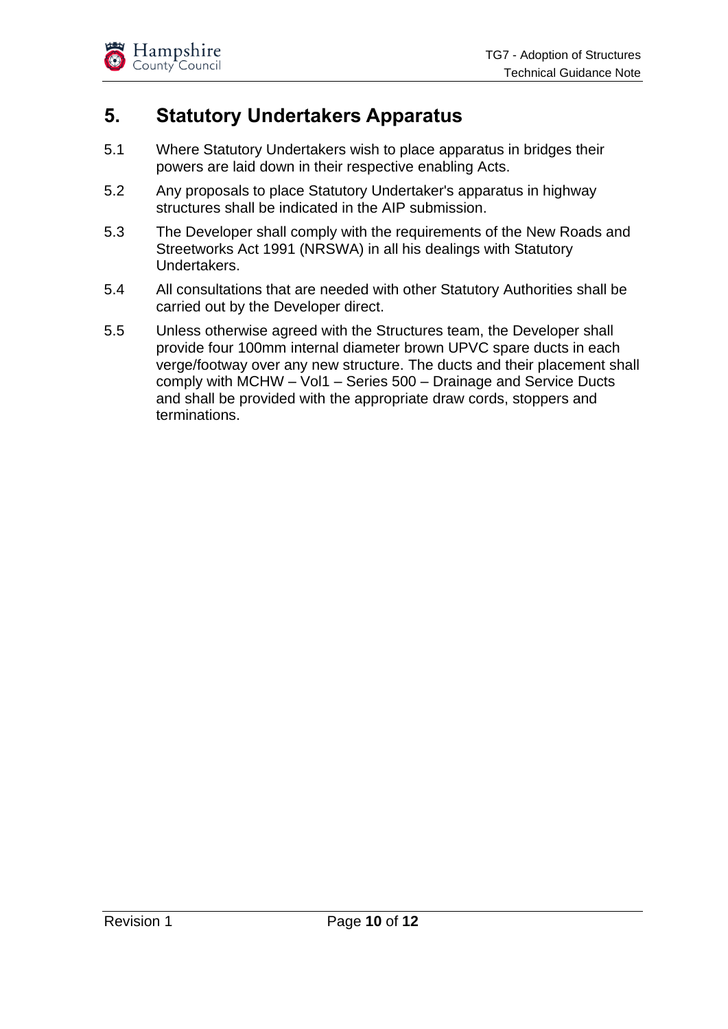## 5. Statutory Undertakers Apparatus

5.1 Where Statutory Undertakers wish to place apparatus in bridges their powers are laid down in their respective enabling Acts.

5.2 Any proposals to place Statutory Undertaker's apparatus in highway structures shall be indicated in the AIP submission.

5.3 The Developer shall comply with the requirements of the New Roads and Streetworks Act 1991 (NRSWA) in all his dealings with Statutory Undertakers.

5.4 All consultations that are needed with other Statutory Authorities shall be carried out by the Developer direct.

5.5 Unless otherwise agreed with the Structures team, the Developer shall provide four 100mm internal diameter brown UPVC spare ducts in each verge/footway over any new structure. The ducts and their placement shall comply with MCHW – Vol1 – Series 500 – Drainage and Service Ducts and shall be provided with the appropriate draw cords, stoppers and terminations.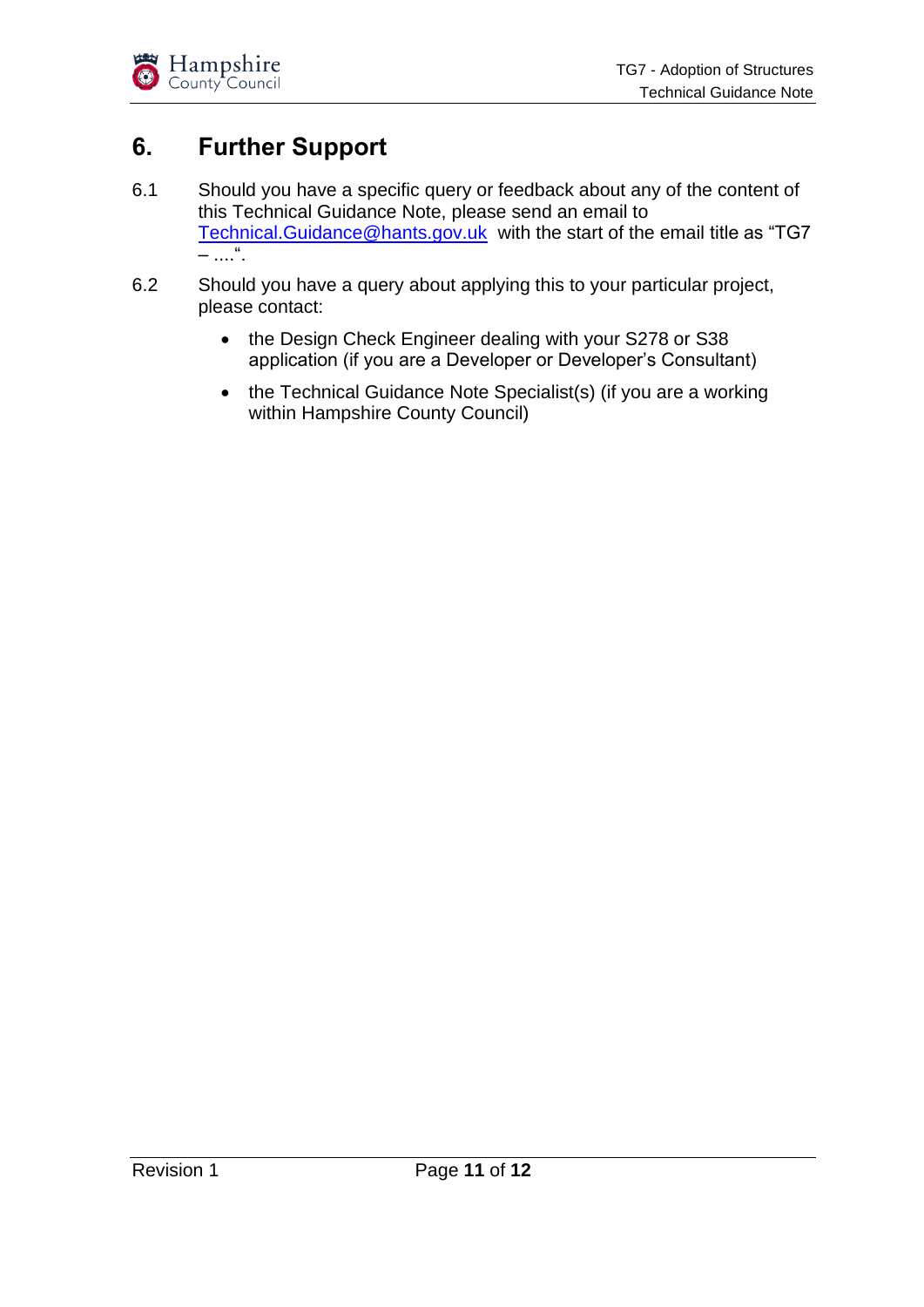## 6. Further Support

6.1 Should you have a specific query or feedback about any of the content of this Technical Guidance Note, please send an email to Technical.Guidance@hants.gov.uk with the start of the email title as "TG7 – ....".

6.2 Should you have a query about applying this to your particular project, please contact:

- the Design Check Engineer dealing with your S278 or S38 application (if you are a Developer or Developer's Consultant)
- the Technical Guidance Note Specialist(s) (if you are a working within Hampshire County Council)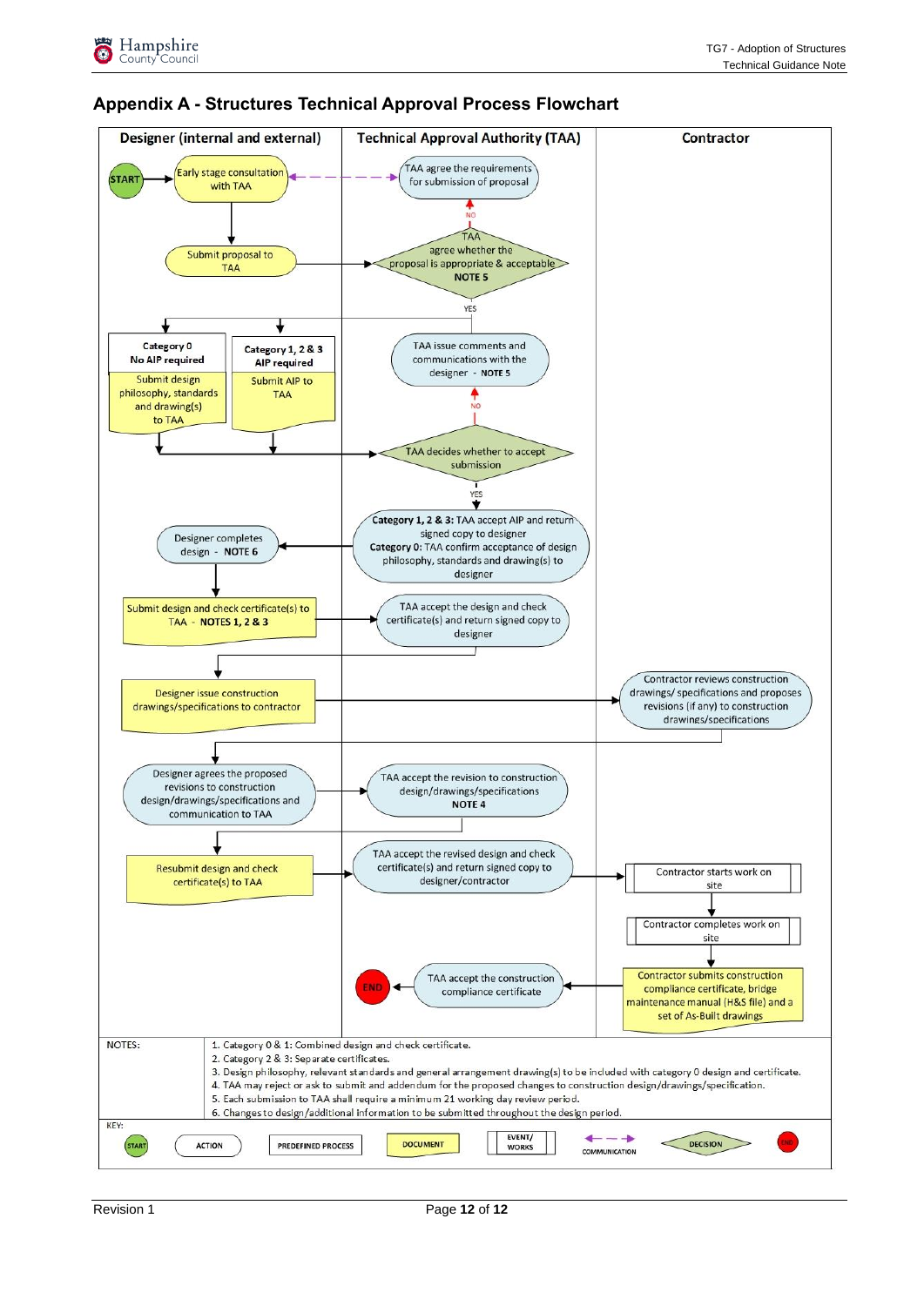## Appendix A - Structures Technical Approval Process Flowchart

Designer (internal and external)

Technical Approval Authority (TAA)

Contractor

START

Early stage consultation with TAA

TAA agree the requirements for submission of proposal

NO

TAA agree whether the proposal is appropriate & acceptable **NOTE 5**

Submit proposal to TAA

YES

Category 0 No AIP required

Submit design philosophy, standards and drawing(s) to TAA

Category 1, 2 & 3 AIP required

Submit AIP to TAA

TAA issue comments and communications with the designer - **NOTE 5**

NO

TAA decides whether to accept submission

YES

**Category 1, 2 & 3:** TAA accept AIP and return signed copy to designer **Category 0:** TAA confirm acceptance of design philosophy, standards and drawing(s) to designer

Designer completes design - **NOTE 6**

Submit design and check certificate(s) to TAA - **NOTES 1, 2 & 3**

TAA accept the design and check certificate(s) and return signed copy to designer

Designer issue construction drawings/specifications to contractor

Contractor reviews construction drawings/ specifications and proposes revisions (if any) to construction drawings/specifications

Designer agrees the proposed revisions to construction design/drawings/specifications and communication to TAA

TAA accept the revision to construction design/drawings/specifications **NOTE 4**

Resubmit design and check certificate(s) to TAA

TAA accept the revised design and check certificate(s) and return signed copy to designer/contractor

Contractor starts work on site

Contractor completes work on site

Contractor submits construction compliance certificate, bridge maintenance manual (H&S file) and a set of As-Built drawings

TAA accept the construction compliance certificate

END

NOTES:

1. Category 0 & 1: Combined design and check certificate.
2. Category 2 & 3: Separate certificates.
3. Design philosophy, relevant standards and general arrangement drawing(s) to be included with category 0 design and certificate.
4. TAA may reject or ask to submit and addendum for the proposed changes to construction design/drawings/specification.
5. Each submission to TAA shall require a minimum 21 working day review period.
6. Changes to design/additional information to be submitted throughout the design period.

KEY:

START | ACTION | PREDEFINED PROCESS | DOCUMENT | EVENT/ WORKS | COMMUNICATION | DECISION | END